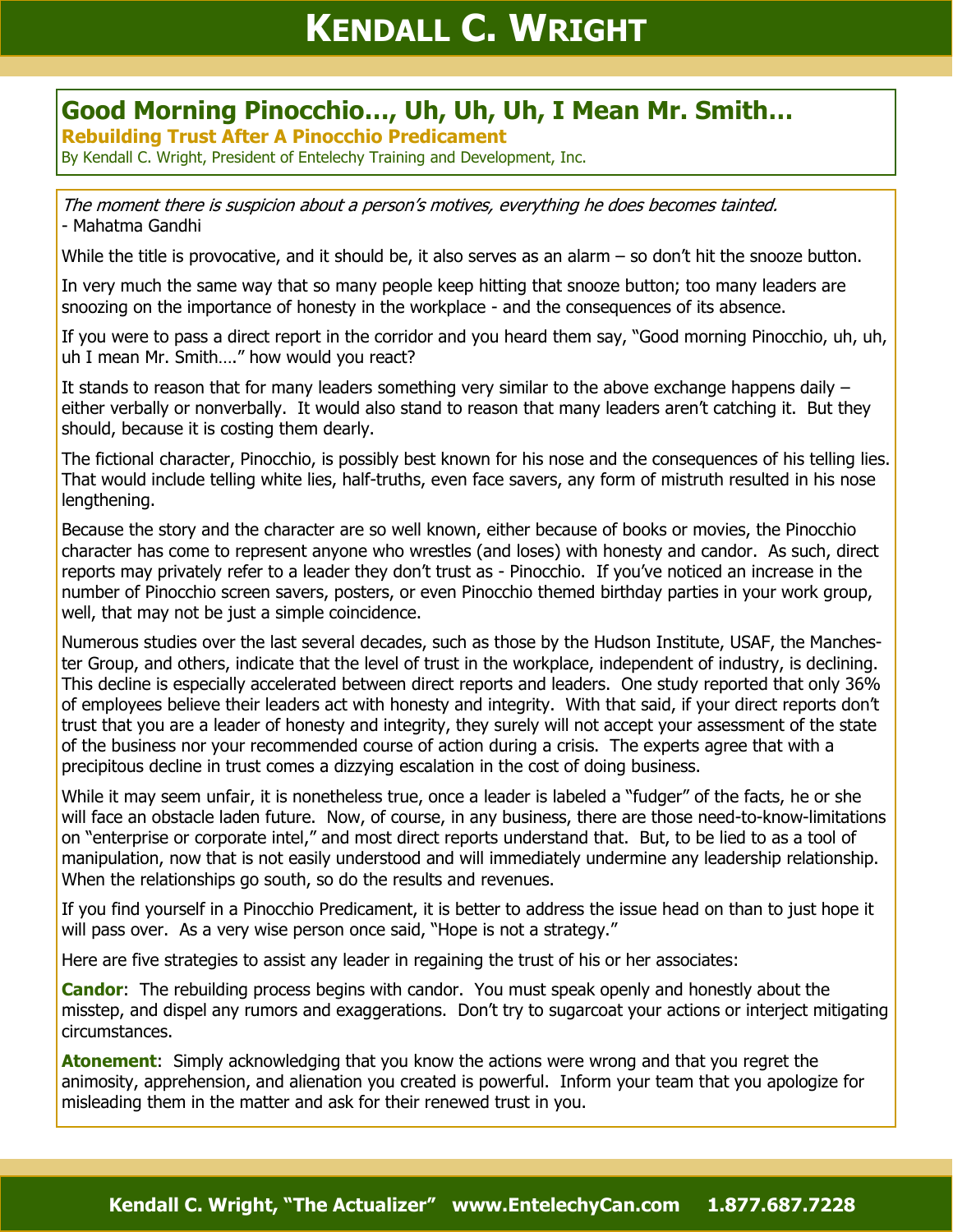# Good Morning Pinocchio…, Uh, Uh, Uh, I Mean Mr. Smith…

## Rebuilding Trust After A Pinocchio Predicament

By Kendall C. Wright, President of Entelechy Training and Development, Inc.

*The moment there is suspicion about a person's motives, everything he does becomes tainted.*
- Mahatma Gandhi

While the title is provocative, and it should be, it also serves as an alarm – so don't hit the snooze button.

In very much the same way that so many people keep hitting that snooze button; too many leaders are snoozing on the importance of honesty in the workplace - and the consequences of its absence.

If you were to pass a direct report in the corridor and you heard them say, "Good morning Pinocchio, uh, uh, uh I mean Mr. Smith…." how would you react?

It stands to reason that for many leaders something very similar to the above exchange happens daily – either verbally or nonverbally. It would also stand to reason that many leaders aren't catching it. But they should, because it is costing them dearly.

The fictional character, Pinocchio, is possibly best known for his nose and the consequences of his telling lies. That would include telling white lies, half-truths, even face savers, any form of mistruth resulted in his nose lengthening.

Because the story and the character are so well known, either because of books or movies, the Pinocchio character has come to represent anyone who wrestles (and loses) with honesty and candor. As such, direct reports may privately refer to a leader they don't trust as - Pinocchio. If you've noticed an increase in the number of Pinocchio screen savers, posters, or even Pinocchio themed birthday parties in your work group, well, that may not be just a simple coincidence.

Numerous studies over the last several decades, such as those by the Hudson Institute, USAF, the Manchester Group, and others, indicate that the level of trust in the workplace, independent of industry, is declining. This decline is especially accelerated between direct reports and leaders. One study reported that only 36% of employees believe their leaders act with honesty and integrity. With that said, if your direct reports don't trust that you are a leader of honesty and integrity, they surely will not accept your assessment of the state of the business nor your recommended course of action during a crisis. The experts agree that with a precipitous decline in trust comes a dizzying escalation in the cost of doing business.

While it may seem unfair, it is nonetheless true, once a leader is labeled a "fudger" of the facts, he or she will face an obstacle laden future. Now, of course, in any business, there are those need-to-know-limitations on "enterprise or corporate intel," and most direct reports understand that. But, to be lied to as a tool of manipulation, now that is not easily understood and will immediately undermine any leadership relationship. When the relationships go south, so do the results and revenues.

If you find yourself in a Pinocchio Predicament, it is better to address the issue head on than to just hope it will pass over. As a very wise person once said, "Hope is not a strategy."

Here are five strategies to assist any leader in regaining the trust of his or her associates:

**Candor**: The rebuilding process begins with candor. You must speak openly and honestly about the misstep, and dispel any rumors and exaggerations. Don't try to sugarcoat your actions or interject mitigating circumstances.

**Atonement**: Simply acknowledging that you know the actions were wrong and that you regret the animosity, apprehension, and alienation you created is powerful. Inform your team that you apologize for misleading them in the matter and ask for their renewed trust in you.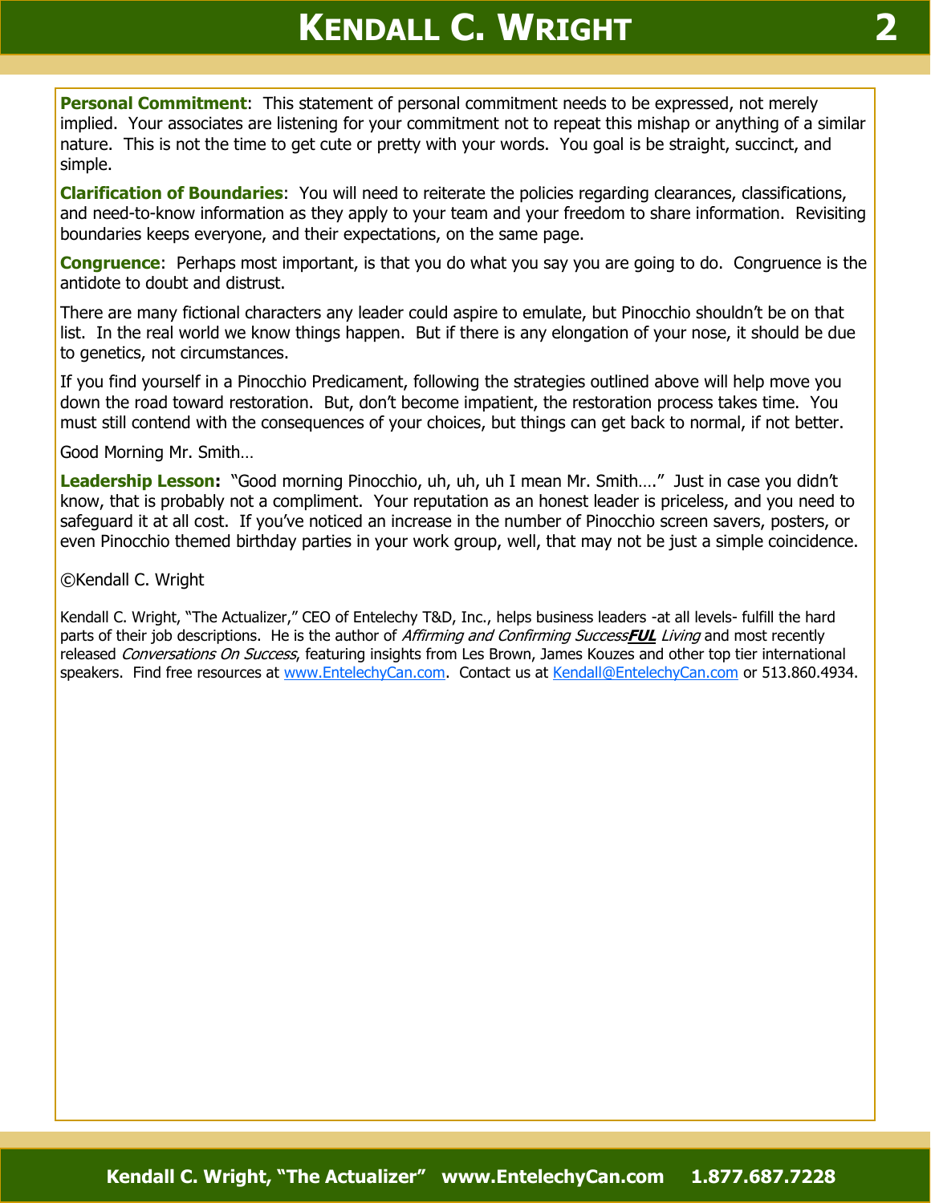**Personal Commitment**: This statement of personal commitment needs to be expressed, not merely implied. Your associates are listening for your commitment not to repeat this mishap or anything of a similar nature. This is not the time to get cute or pretty with your words. You goal is be straight, succinct, and simple.

**Clarification of Boundaries**: You will need to reiterate the policies regarding clearances, classifications, and need-to-know information as they apply to your team and your freedom to share information. Revisiting boundaries keeps everyone, and their expectations, on the same page.

**Congruence**: Perhaps most important, is that you do what you say you are going to do. Congruence is the antidote to doubt and distrust.

There are many fictional characters any leader could aspire to emulate, but Pinocchio shouldn't be on that list. In the real world we know things happen. But if there is any elongation of your nose, it should be due to genetics, not circumstances.

If you find yourself in a Pinocchio Predicament, following the strategies outlined above will help move you down the road toward restoration. But, don't become impatient, the restoration process takes time. You must still contend with the consequences of your choices, but things can get back to normal, if not better.

Good Morning Mr. Smith…

**Leadership Lesson:** "Good morning Pinocchio, uh, uh, uh I mean Mr. Smith…." Just in case you didn't know, that is probably not a compliment. Your reputation as an honest leader is priceless, and you need to safeguard it at all cost. If you've noticed an increase in the number of Pinocchio screen savers, posters, or even Pinocchio themed birthday parties in your work group, well, that may not be just a simple coincidence.

©Kendall C. Wright

Kendall C. Wright, "The Actualizer," CEO of Entelechy T&D, Inc., helps business leaders -at all levels- fulfill the hard parts of their job descriptions. He is the author of *Affirming and Confirming Success**FUL** Living* and most recently released *Conversations On Success*, featuring insights from Les Brown, James Kouzes and other top tier international speakers. Find free resources at www.EntelechyCan.com. Contact us at Kendall@EntelechyCan.com or 513.860.4934.